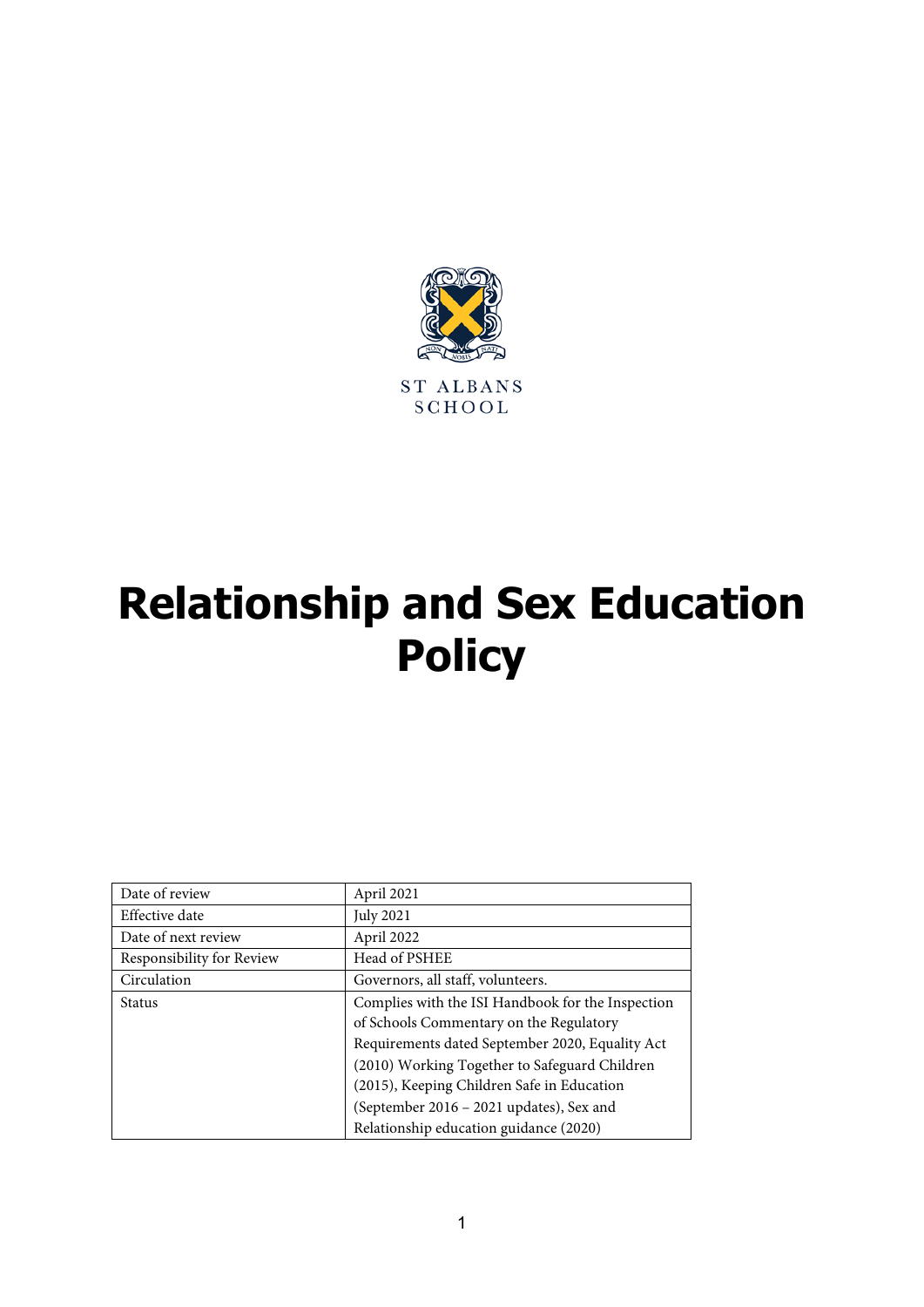ST ALBANS SCHOOL

# Relationship and Sex Education Policy

| Date of review | April 2021 |
|---|---|
| Effective date | July 2021 |
| Date of next review | April 2022 |
| Responsibility for Review | Head of PSHEE |
| Circulation | Governors, all staff, volunteers. |
| Status | Complies with the ISI Handbook for the Inspection of Schools Commentary on the Regulatory Requirements dated September 2020, Equality Act (2010) Working Together to Safeguard Children (2015), Keeping Children Safe in Education (September 2016 – 2021 updates), Sex and Relationship education guidance (2020) |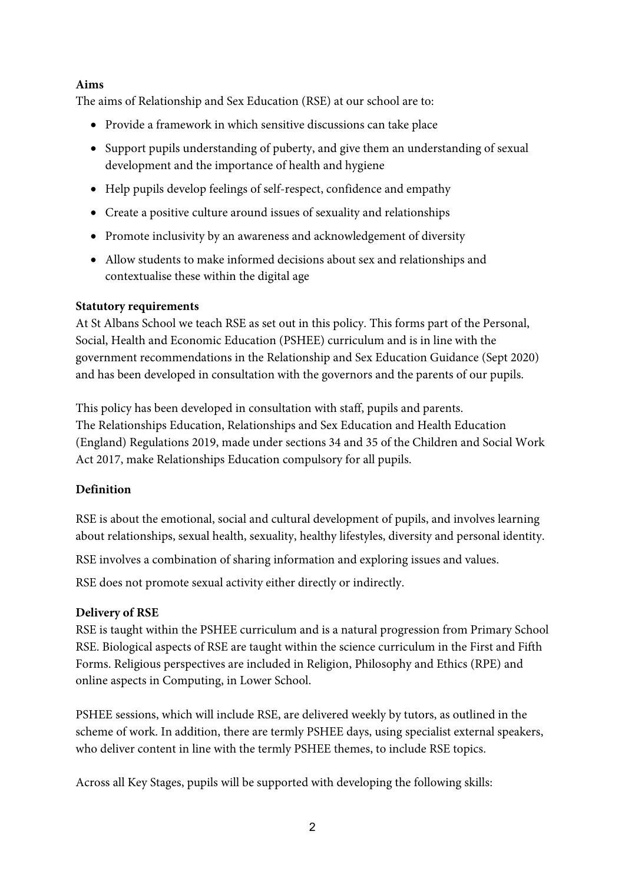**Aims**

The aims of Relationship and Sex Education (RSE) at our school are to:

- Provide a framework in which sensitive discussions can take place
- Support pupils understanding of puberty, and give them an understanding of sexual development and the importance of health and hygiene
- Help pupils develop feelings of self-respect, confidence and empathy
- Create a positive culture around issues of sexuality and relationships
- Promote inclusivity by an awareness and acknowledgement of diversity
- Allow students to make informed decisions about sex and relationships and contextualise these within the digital age

**Statutory requirements**

At St Albans School we teach RSE as set out in this policy. This forms part of the Personal, Social, Health and Economic Education (PSHEE) curriculum and is in line with the government recommendations in the Relationship and Sex Education Guidance (Sept 2020) and has been developed in consultation with the governors and the parents of our pupils.

This policy has been developed in consultation with staff, pupils and parents.
The Relationships Education, Relationships and Sex Education and Health Education (England) Regulations 2019, made under sections 34 and 35 of the Children and Social Work Act 2017, make Relationships Education compulsory for all pupils.

**Definition**

RSE is about the emotional, social and cultural development of pupils, and involves learning about relationships, sexual health, sexuality, healthy lifestyles, diversity and personal identity.

RSE involves a combination of sharing information and exploring issues and values.

RSE does not promote sexual activity either directly or indirectly.

**Delivery of RSE**

RSE is taught within the PSHEE curriculum and is a natural progression from Primary School RSE. Biological aspects of RSE are taught within the science curriculum in the First and Fifth Forms. Religious perspectives are included in Religion, Philosophy and Ethics (RPE) and online aspects in Computing, in Lower School.

PSHEE sessions, which will include RSE, are delivered weekly by tutors, as outlined in the scheme of work. In addition, there are termly PSHEE days, using specialist external speakers, who deliver content in line with the termly PSHEE themes, to include RSE topics.

Across all Key Stages, pupils will be supported with developing the following skills: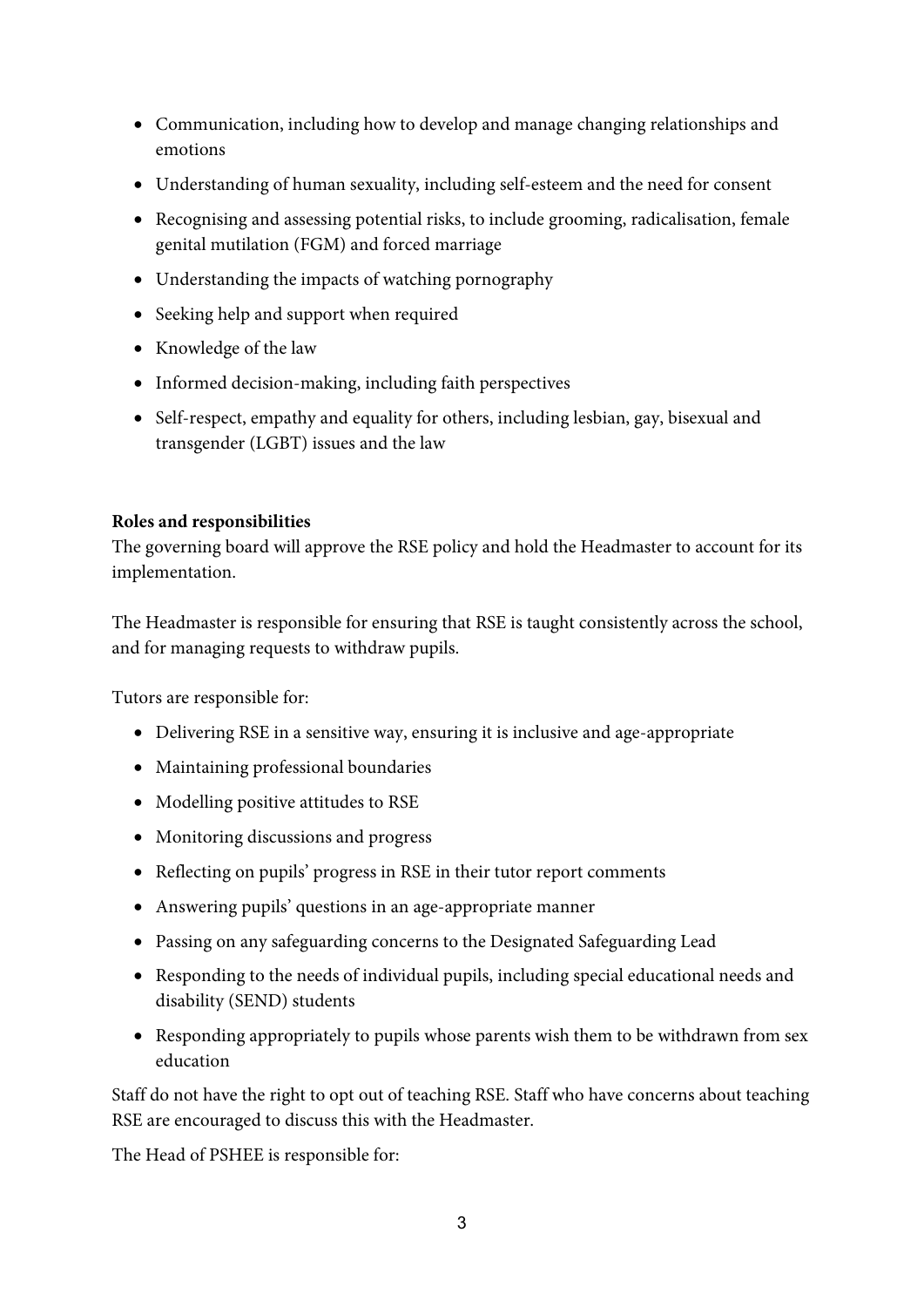- Communication, including how to develop and manage changing relationships and emotions
- Understanding of human sexuality, including self-esteem and the need for consent
- Recognising and assessing potential risks, to include grooming, radicalisation, female genital mutilation (FGM) and forced marriage
- Understanding the impacts of watching pornography
- Seeking help and support when required
- Knowledge of the law
- Informed decision-making, including faith perspectives
- Self-respect, empathy and equality for others, including lesbian, gay, bisexual and transgender (LGBT) issues and the law

**Roles and responsibilities**

The governing board will approve the RSE policy and hold the Headmaster to account for its implementation.

The Headmaster is responsible for ensuring that RSE is taught consistently across the school, and for managing requests to withdraw pupils.

Tutors are responsible for:

- Delivering RSE in a sensitive way, ensuring it is inclusive and age-appropriate
- Maintaining professional boundaries
- Modelling positive attitudes to RSE
- Monitoring discussions and progress
- Reflecting on pupils' progress in RSE in their tutor report comments
- Answering pupils' questions in an age-appropriate manner
- Passing on any safeguarding concerns to the Designated Safeguarding Lead
- Responding to the needs of individual pupils, including special educational needs and disability (SEND) students
- Responding appropriately to pupils whose parents wish them to be withdrawn from sex education

Staff do not have the right to opt out of teaching RSE. Staff who have concerns about teaching RSE are encouraged to discuss this with the Headmaster.

The Head of PSHEE is responsible for: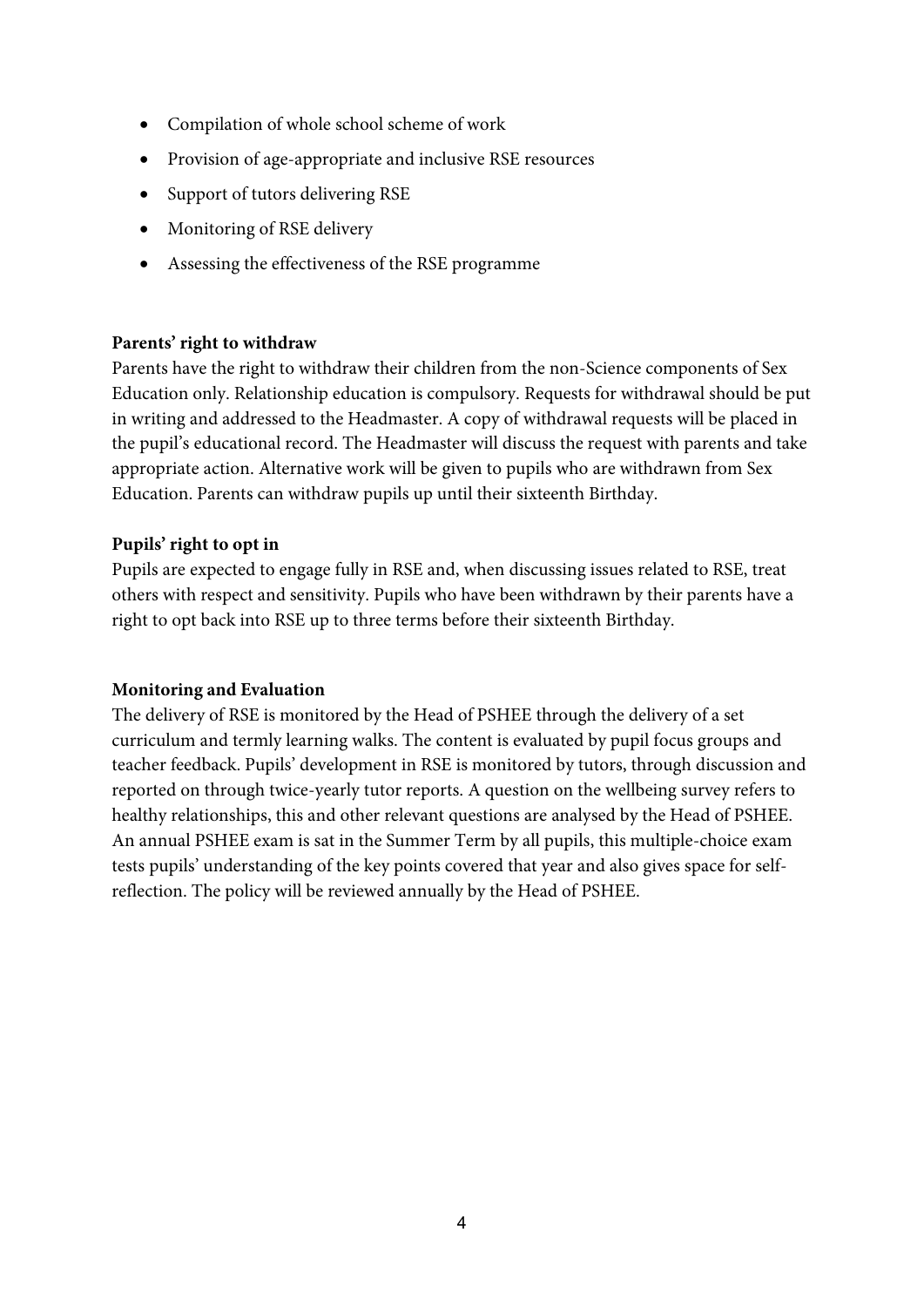- Compilation of whole school scheme of work
- Provision of age-appropriate and inclusive RSE resources
- Support of tutors delivering RSE
- Monitoring of RSE delivery
- Assessing the effectiveness of the RSE programme

**Parents' right to withdraw**

Parents have the right to withdraw their children from the non-Science components of Sex Education only. Relationship education is compulsory. Requests for withdrawal should be put in writing and addressed to the Headmaster. A copy of withdrawal requests will be placed in the pupil's educational record. The Headmaster will discuss the request with parents and take appropriate action. Alternative work will be given to pupils who are withdrawn from Sex Education. Parents can withdraw pupils up until their sixteenth Birthday.

**Pupils' right to opt in**

Pupils are expected to engage fully in RSE and, when discussing issues related to RSE, treat others with respect and sensitivity. Pupils who have been withdrawn by their parents have a right to opt back into RSE up to three terms before their sixteenth Birthday.

**Monitoring and Evaluation**

The delivery of RSE is monitored by the Head of PSHEE through the delivery of a set curriculum and termly learning walks. The content is evaluated by pupil focus groups and teacher feedback. Pupils' development in RSE is monitored by tutors, through discussion and reported on through twice-yearly tutor reports. A question on the wellbeing survey refers to healthy relationships, this and other relevant questions are analysed by the Head of PSHEE. An annual PSHEE exam is sat in the Summer Term by all pupils, this multiple-choice exam tests pupils' understanding of the key points covered that year and also gives space for self-reflection. The policy will be reviewed annually by the Head of PSHEE.